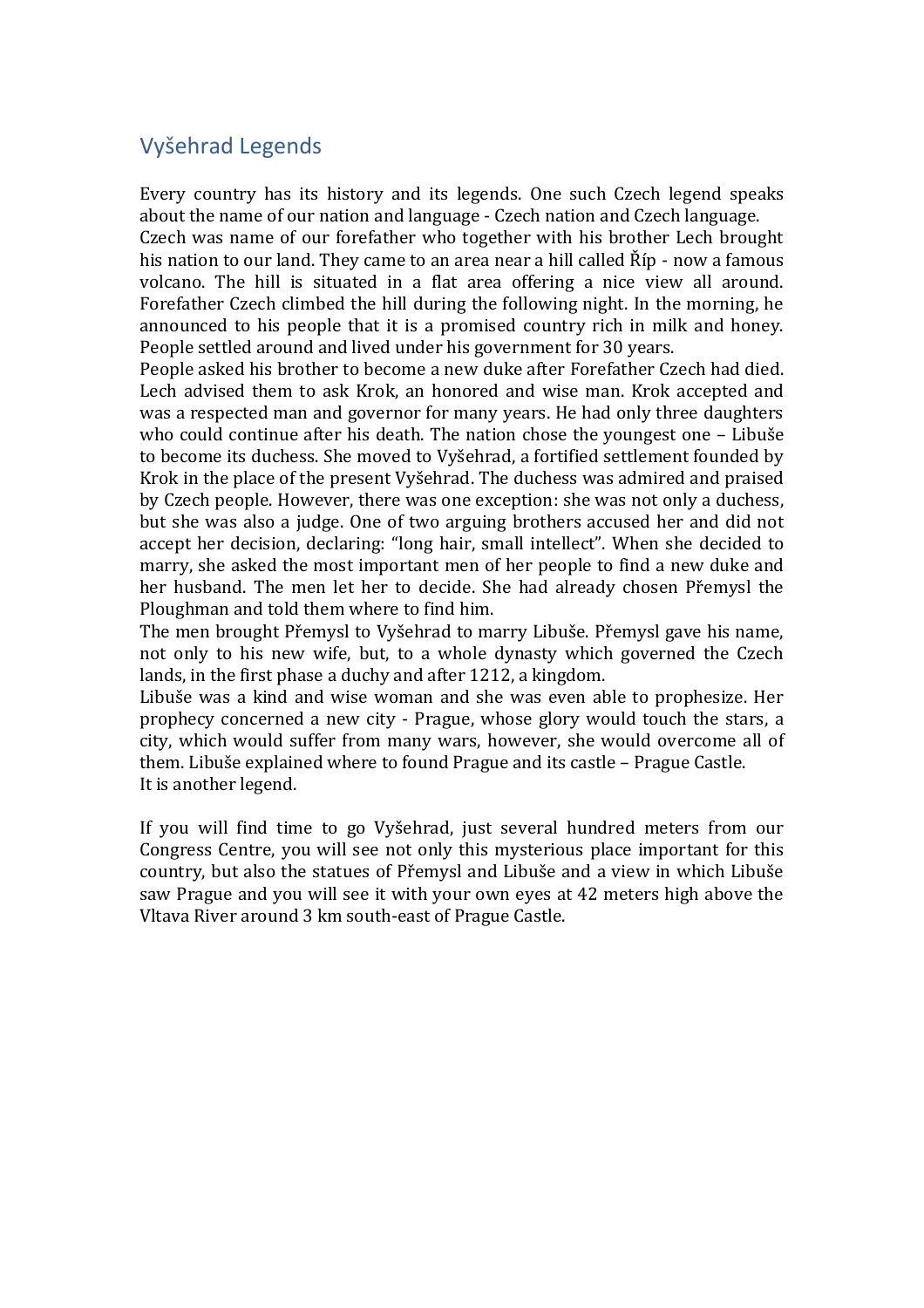## Vyšehrad Legends

Every country has its history and its legends. One such Czech legend speaks about the name of our nation and language - Czech nation and Czech language.
Czech was name of our forefather who together with his brother Lech brought his nation to our land. They came to an area near a hill called Říp - now a famous volcano. The hill is situated in a flat area offering a nice view all around. Forefather Czech climbed the hill during the following night. In the morning, he announced to his people that it is a promised country rich in milk and honey. People settled around and lived under his government for 30 years.
People asked his brother to become a new duke after Forefather Czech had died. Lech advised them to ask Krok, an honored and wise man. Krok accepted and was a respected man and governor for many years. He had only three daughters who could continue after his death. The nation chose the youngest one – Libuše to become its duchess. She moved to Vyšehrad, a fortified settlement founded by Krok in the place of the present Vyšehrad. The duchess was admired and praised by Czech people. However, there was one exception: she was not only a duchess, but she was also a judge. One of two arguing brothers accused her and did not accept her decision, declaring: "long hair, small intellect". When she decided to marry, she asked the most important men of her people to find a new duke and her husband. The men let her to decide. She had already chosen Přemysl the Ploughman and told them where to find him.
The men brought Přemysl to Vyšehrad to marry Libuše. Přemysl gave his name, not only to his new wife, but, to a whole dynasty which governed the Czech lands, in the first phase a duchy and after 1212, a kingdom.
Libuše was a kind and wise woman and she was even able to prophesize. Her prophecy concerned a new city - Prague, whose glory would touch the stars, a city, which would suffer from many wars, however, she would overcome all of them. Libuše explained where to found Prague and its castle – Prague Castle.
It is another legend.

If you will find time to go Vyšehrad, just several hundred meters from our Congress Centre, you will see not only this mysterious place important for this country, but also the statues of Přemysl and Libuše and a view in which Libuše saw Prague and you will see it with your own eyes at 42 meters high above the Vltava River around 3 km south-east of Prague Castle.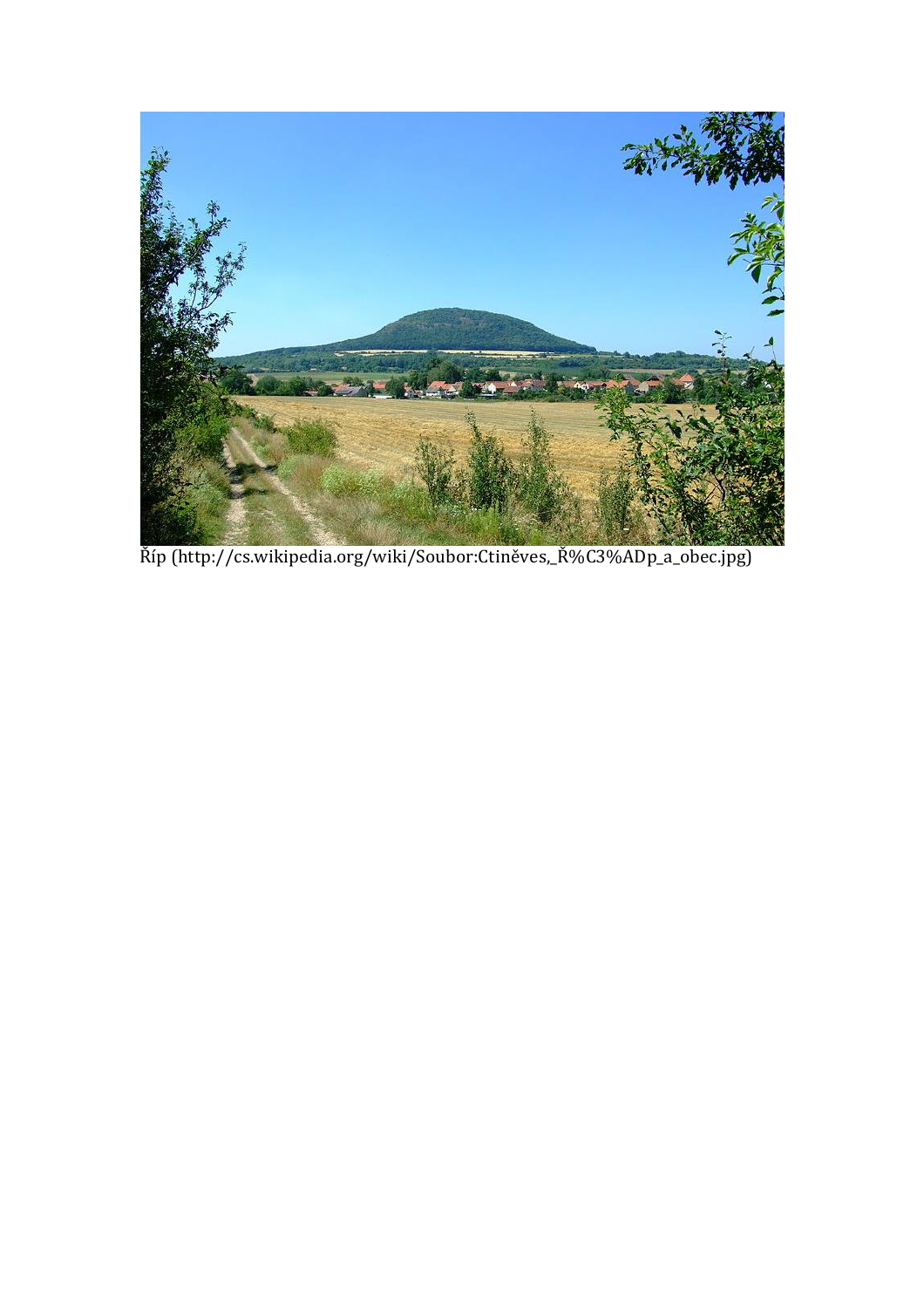Říp (http://cs.wikipedia.org/wiki/Soubor:Ctiněves,_Ř%C3%ADp_a_obec.jpg)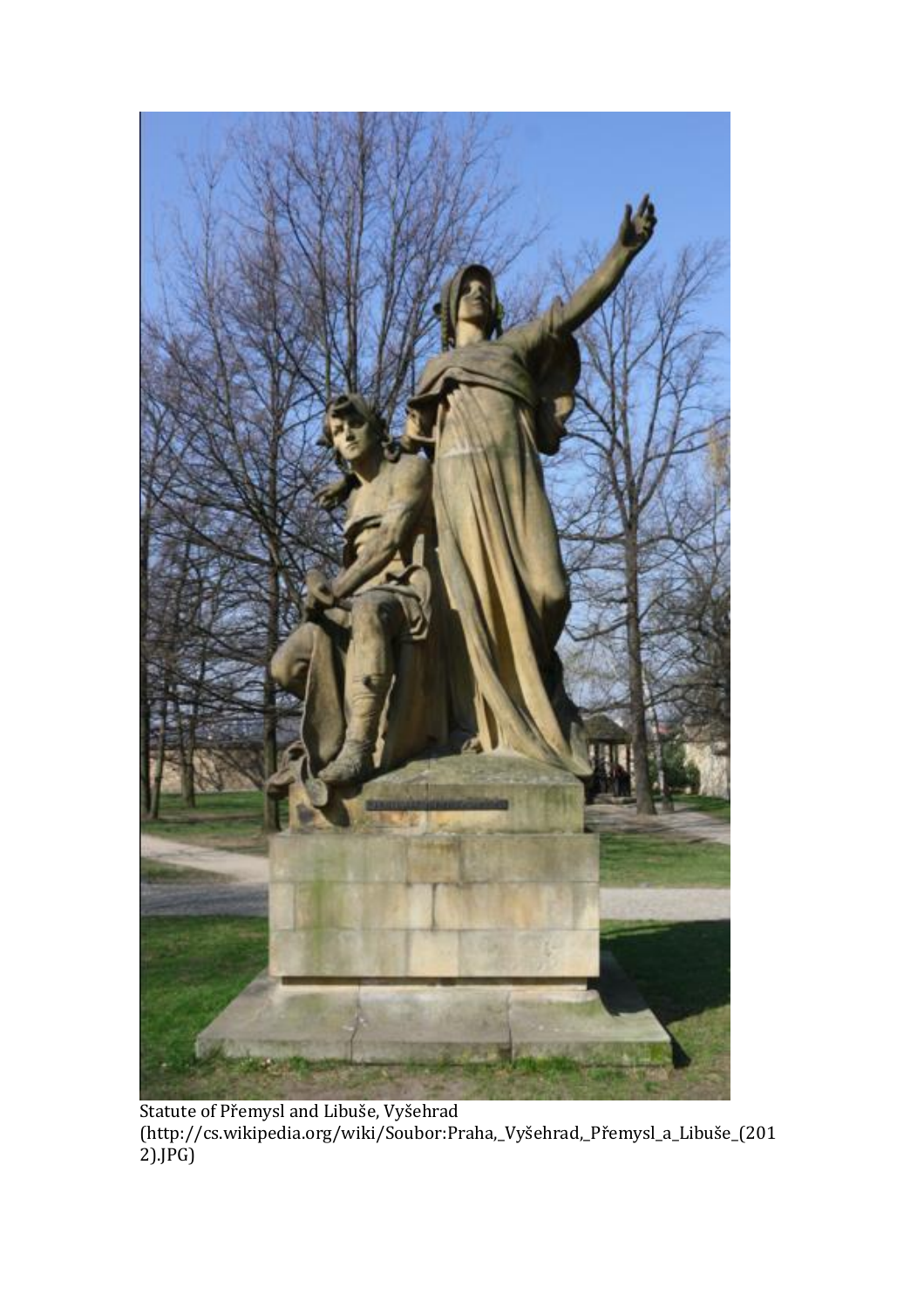Statute of Přemysl and Libuše, Vyšehrad (http://cs.wikipedia.org/wiki/Soubor:Praha,_Vyšehrad,_Přemysl_a_Libuše_(2012).JPG)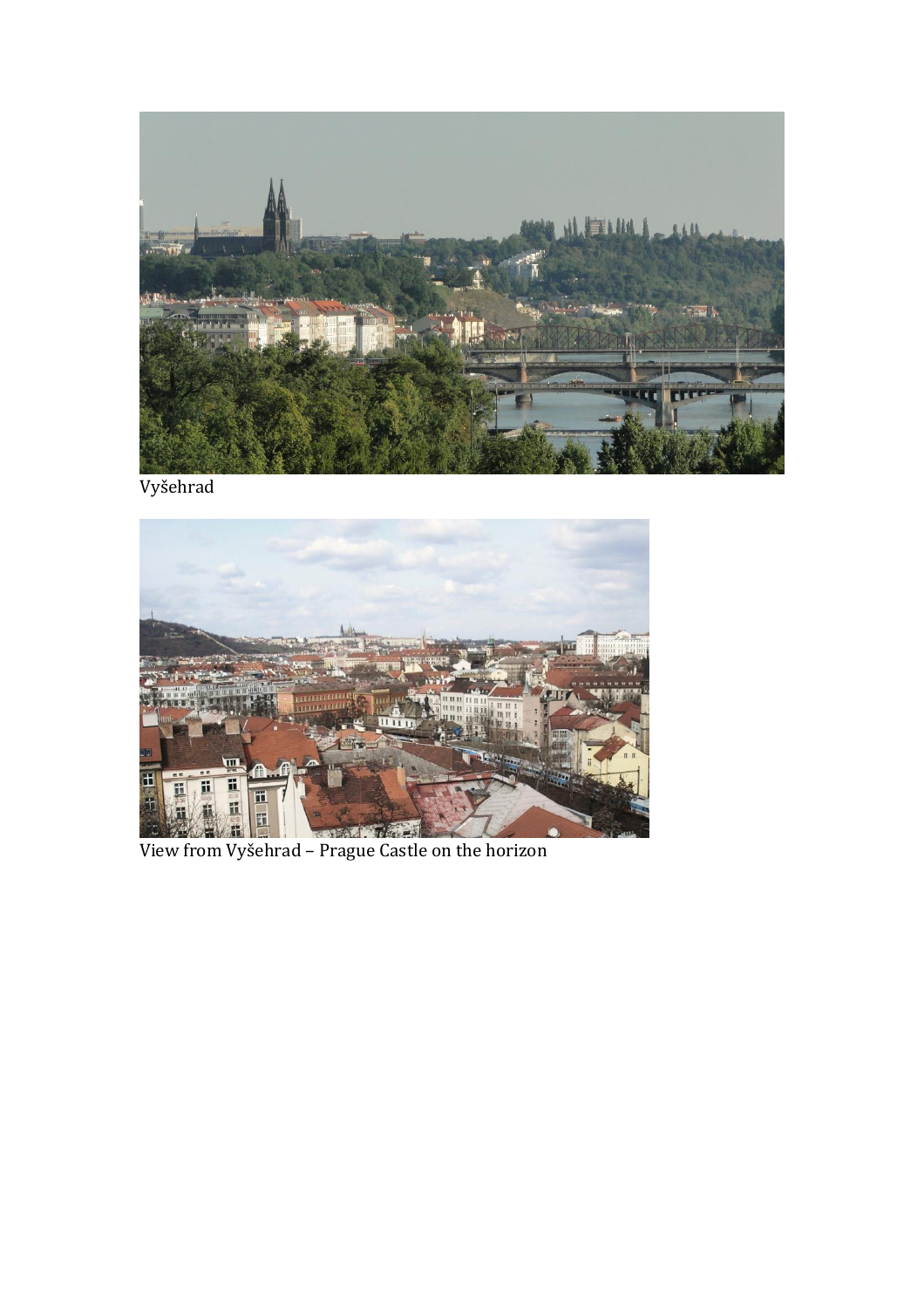Vyšehrad

View from Vyšehrad – Prague Castle on the horizon